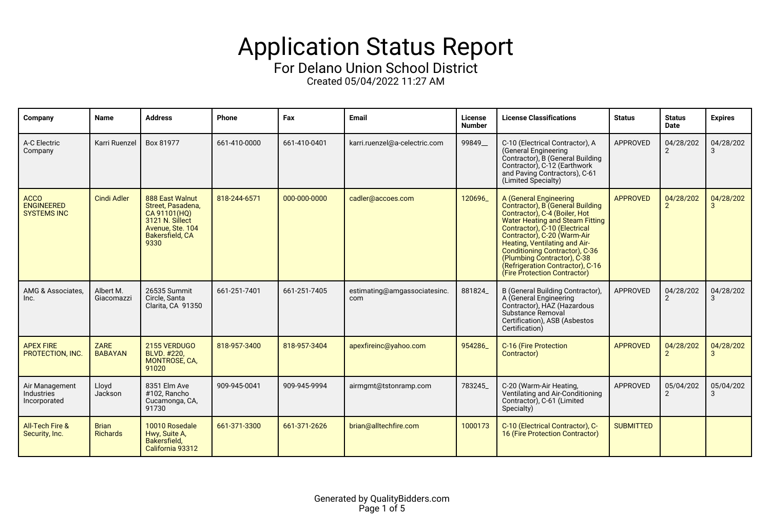# Application Status Report

## For Delano Union School District

Created 05/04/2022 11:27 AM

| Company | Name | Address | Phone | Fax | Email | License Number | License Classifications | Status | Status Date | Expires |
|---|---|---|---|---|---|---|---|---|---|---|
| A-C Electric Company | Karri Ruenzel | Box 81977 | 661-410-0000 | 661-410-0401 | karri.ruenzel@a-celectric.com | 99849__ | C-10 (Electrical Contractor), A (General Engineering Contractor), B (General Building Contractor), C-12 (Earthwork and Paving Contractors), C-61 (Limited Specialty) | APPROVED | 04/28/2022 | 04/28/2023 |
| ACCO ENGINEERED SYSTEMS INC | Cindi Adler | 888 East Walnut Street, Pasadena, CA 91101(HQ) 3121 N. Sillect Avenue, Ste. 104 Bakersfield, CA 9330 | 818-244-6571 | 000-000-0000 | cadler@accoes.com | 120696_ | A (General Engineering Contractor), B (General Building Contractor), C-4 (Boiler, Hot Water Heating and Steam Fitting Contractor), C-10 (Electrical Contractor), C-20 (Warm-Air Heating, Ventilating and Air-Conditioning Contractor), C-36 (Plumbing Contractor), C-38 (Refrigeration Contractor), C-16 (Fire Protection Contractor) | APPROVED | 04/28/2022 | 04/28/2023 |
| AMG & Associates, Inc. | Albert M. Giacomazzi | 26535 Summit Circle, Santa Clarita, CA 91350 | 661-251-7401 | 661-251-7405 | estimating@amgassociatesinc.com | 881824_ | B (General Building Contractor), A (General Engineering Contractor), HAZ (Hazardous Substance Removal Certification), ASB (Asbestos Certification) | APPROVED | 04/28/2022 | 04/28/2023 |
| APEX FIRE PROTECTION, INC. | ZARE BABAYAN | 2155 VERDUGO BLVD. #220, MONTROSE, CA, 91020 | 818-957-3400 | 818-957-3404 | apexfireinc@yahoo.com | 954286_ | C-16 (Fire Protection Contractor) | APPROVED | 04/28/2022 | 04/28/2023 |
| Air Management Industries Incorporated | Lloyd Jackson | 8351 Elm Ave #102, Rancho Cucamonga, CA, 91730 | 909-945-0041 | 909-945-9994 | airmgmt@tstonramp.com | 783245_ | C-20 (Warm-Air Heating, Ventilating and Air-Conditioning Contractor), C-61 (Limited Specialty) | APPROVED | 05/04/2022 | 05/04/2023 |
| All-Tech Fire & Security, Inc. | Brian Richards | 10010 Rosedale Hwy, Suite A, Bakersfield, California 93312 | 661-371-3300 | 661-371-2626 | brian@alltechfire.com | 1000173 | C-10 (Electrical Contractor), C-16 (Fire Protection Contractor) | SUBMITTED | | |

Generated by QualityBidders.com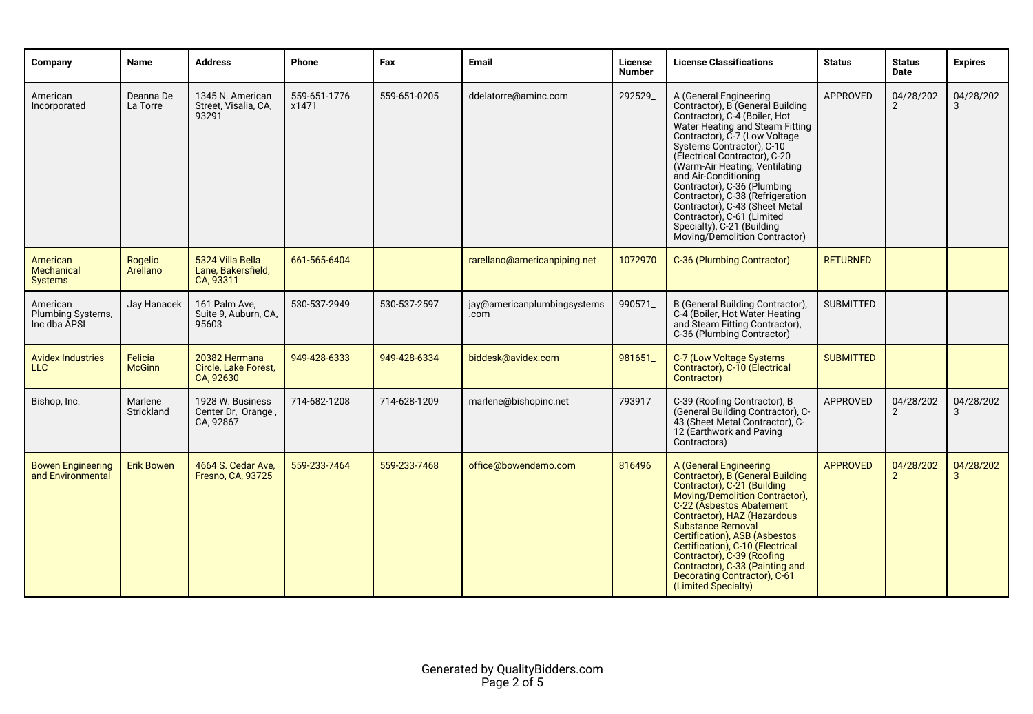| Company | Name | Address | Phone | Fax | Email | License Number | License Classifications | Status | Status Date | Expires |
|---|---|---|---|---|---|---|---|---|---|---|
| American Incorporated | Deanna De La Torre | 1345 N. American Street, Visalia, CA, 93291 | 559-651-1776 x1471 | 559-651-0205 | ddelatorre@aminc.com | 292529_ | A (General Engineering Contractor), B (General Building Contractor), C-4 (Boiler, Hot Water Heating and Steam Fitting Contractor), C-7 (Low Voltage Systems Contractor), C-10 (Electrical Contractor), C-20 (Warm-Air Heating, Ventilating and Air-Conditioning Contractor), C-36 (Plumbing Contractor), C-38 (Refrigeration Contractor), C-43 (Sheet Metal Contractor), C-61 (Limited Specialty), C-21 (Building Moving/Demolition Contractor) | APPROVED | 04/28/2022 | 04/28/2023 |
| American Mechanical Systems | Rogelio Arellano | 5324 Villa Bella Lane, Bakersfield, CA, 93311 | 661-565-6404 | | rarellano@americanpiping.net | 1072970 | C-36 (Plumbing Contractor) | RETURNED | | |
| American Plumbing Systems, Inc dba APSI | Jay Hanacek | 161 Palm Ave, Suite 9, Auburn, CA, 95603 | 530-537-2949 | 530-537-2597 | jay@americanplumbingsystems.com | 990571_ | B (General Building Contractor), C-4 (Boiler, Hot Water Heating and Steam Fitting Contractor), C-36 (Plumbing Contractor) | SUBMITTED | | |
| Avidex Industries LLC | Felicia McGinn | 20382 Hermana Circle, Lake Forest, CA, 92630 | 949-428-6333 | 949-428-6334 | biddesk@avidex.com | 981651_ | C-7 (Low Voltage Systems Contractor), C-10 (Electrical Contractor) | SUBMITTED | | |
| Bishop, Inc. | Marlene Strickland | 1928 W. Business Center Dr, Orange , CA, 92867 | 714-682-1208 | 714-628-1209 | marlene@bishopinc.net | 793917_ | C-39 (Roofing Contractor), B (General Building Contractor), C-43 (Sheet Metal Contractor), C-12 (Earthwork and Paving Contractors) | APPROVED | 04/28/2022 | 04/28/2023 |
| Bowen Engineering and Environmental | Erik Bowen | 4664 S. Cedar Ave, Fresno, CA, 93725 | 559-233-7464 | 559-233-7468 | office@bowendemo.com | 816496_ | A (General Engineering Contractor), B (General Building Contractor), C-21 (Building Moving/Demolition Contractor), C-22 (Asbestos Abatement Contractor), HAZ (Hazardous Substance Removal Certification), ASB (Asbestos Certification), C-10 (Electrical Contractor), C-39 (Roofing Contractor), C-33 (Painting and Decorating Contractor), C-61 (Limited Specialty) | APPROVED | 04/28/2022 | 04/28/2023 |

Generated by QualityBidders.com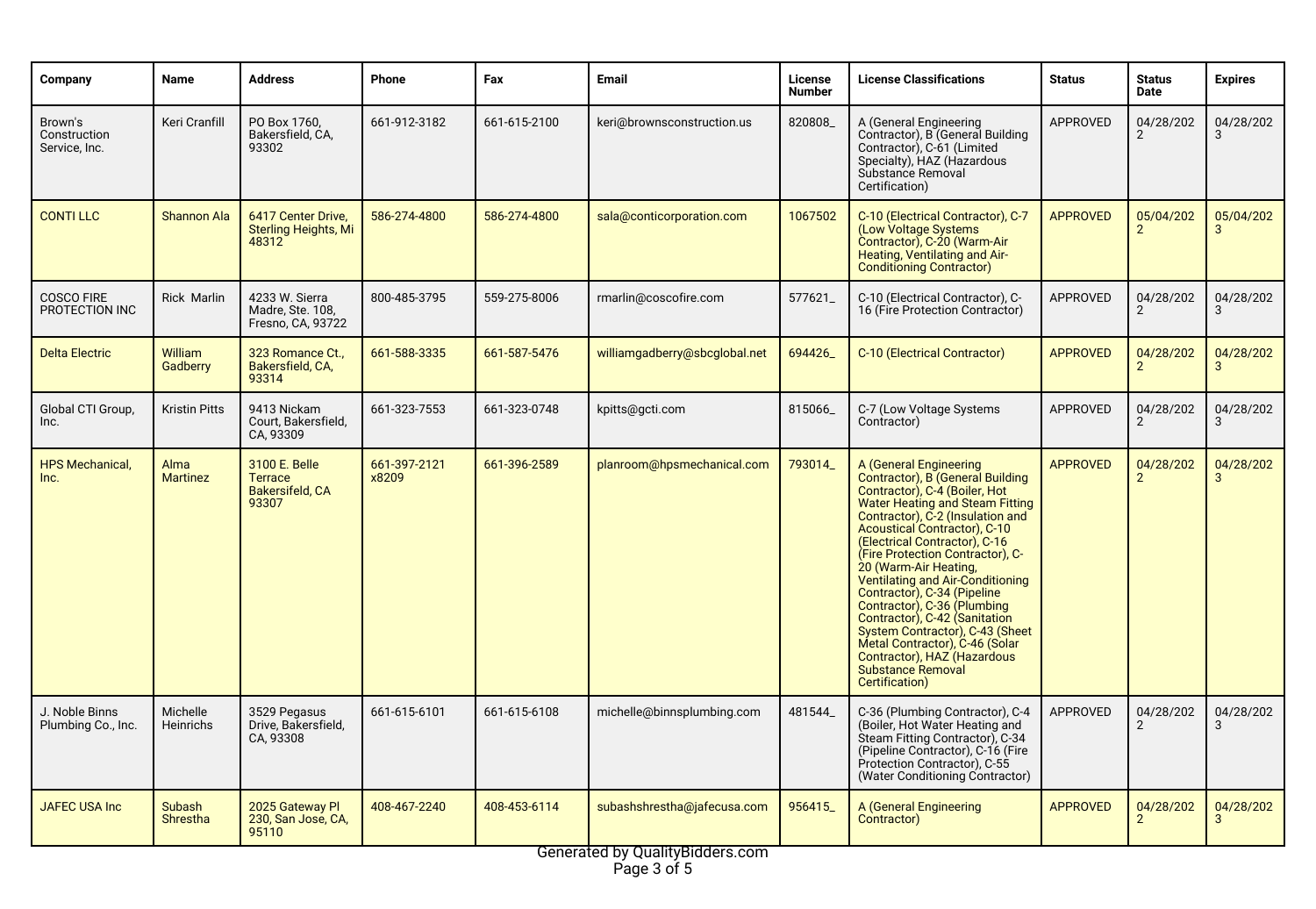| Company | Name | Address | Phone | Fax | Email | License Number | License Classifications | Status | Status Date | Expires |
|---|---|---|---|---|---|---|---|---|---|---|
| Brown's Construction Service, Inc. | Keri Cranfill | PO Box 1760, Bakersfield, CA, 93302 | 661-912-3182 | 661-615-2100 | keri@brownsconstruction.us | 820808_ | A (General Engineering Contractor), B (General Building Contractor), C-61 (Limited Specialty), HAZ (Hazardous Substance Removal Certification) | APPROVED | 04/28/2022 | 04/28/2023 |
| CONTI LLC | Shannon Ala | 6417 Center Drive, Sterling Heights, Mi 48312 | 586-274-4800 | 586-274-4800 | sala@conticorporation.com | 1067502 | C-10 (Electrical Contractor), C-7 (Low Voltage Systems Contractor), C-20 (Warm-Air Heating, Ventilating and Air-Conditioning Contractor) | APPROVED | 05/04/2022 | 05/04/2023 |
| COSCO FIRE PROTECTION INC | Rick Marlin | 4233 W. Sierra Madre, Ste. 108, Fresno, CA, 93722 | 800-485-3795 | 559-275-8006 | rmarlin@coscofire.com | 577621_ | C-10 (Electrical Contractor), C-16 (Fire Protection Contractor) | APPROVED | 04/28/2022 | 04/28/2023 |
| Delta Electric | William Gadberry | 323 Romance Ct., Bakersfield, CA, 93314 | 661-588-3335 | 661-587-5476 | williamgadberry@sbcglobal.net | 694426_ | C-10 (Electrical Contractor) | APPROVED | 04/28/2022 | 04/28/2023 |
| Global CTI Group, Inc. | Kristin Pitts | 9413 Nickam Court, Bakersfield, CA, 93309 | 661-323-7553 | 661-323-0748 | kpitts@gcti.com | 815066_ | C-7 (Low Voltage Systems Contractor) | APPROVED | 04/28/2022 | 04/28/2023 |
| HPS Mechanical, Inc. | Alma Martinez | 3100 E. Belle Terrace Bakersifeld, CA 93307 | 661-397-2121 x8209 | 661-396-2589 | planroom@hpsmechanical.com | 793014_ | A (General Engineering Contractor), B (General Building Contractor), C-4 (Boiler, Hot Water Heating and Steam Fitting Contractor), C-2 (Insulation and Acoustical Contractor), C-10 (Electrical Contractor), C-16 (Fire Protection Contractor), C-20 (Warm-Air Heating, Ventilating and Air-Conditioning Contractor), C-34 (Pipeline Contractor), C-36 (Plumbing Contractor), C-42 (Sanitation System Contractor), C-43 (Sheet Metal Contractor), C-46 (Solar Contractor), HAZ (Hazardous Substance Removal Certification) | APPROVED | 04/28/2022 | 04/28/2023 |
| J. Noble Binns Plumbing Co., Inc. | Michelle Heinrichs | 3529 Pegasus Drive, Bakersfield, CA, 93308 | 661-615-6101 | 661-615-6108 | michelle@binnsplumbing.com | 481544_ | C-36 (Plumbing Contractor), C-4 (Boiler, Hot Water Heating and Steam Fitting Contractor), C-34 (Pipeline Contractor), C-16 (Fire Protection Contractor), C-55 (Water Conditioning Contractor) | APPROVED | 04/28/2022 | 04/28/2023 |
| JAFEC USA Inc | Subash Shrestha | 2025 Gateway Pl 230, San Jose, CA, 95110 | 408-467-2240 | 408-453-6114 | subashshrestha@jafecusa.com | 956415_ | A (General Engineering Contractor) | APPROVED | 04/28/2022 | 04/28/2023 |

Generated by QualityBidders.com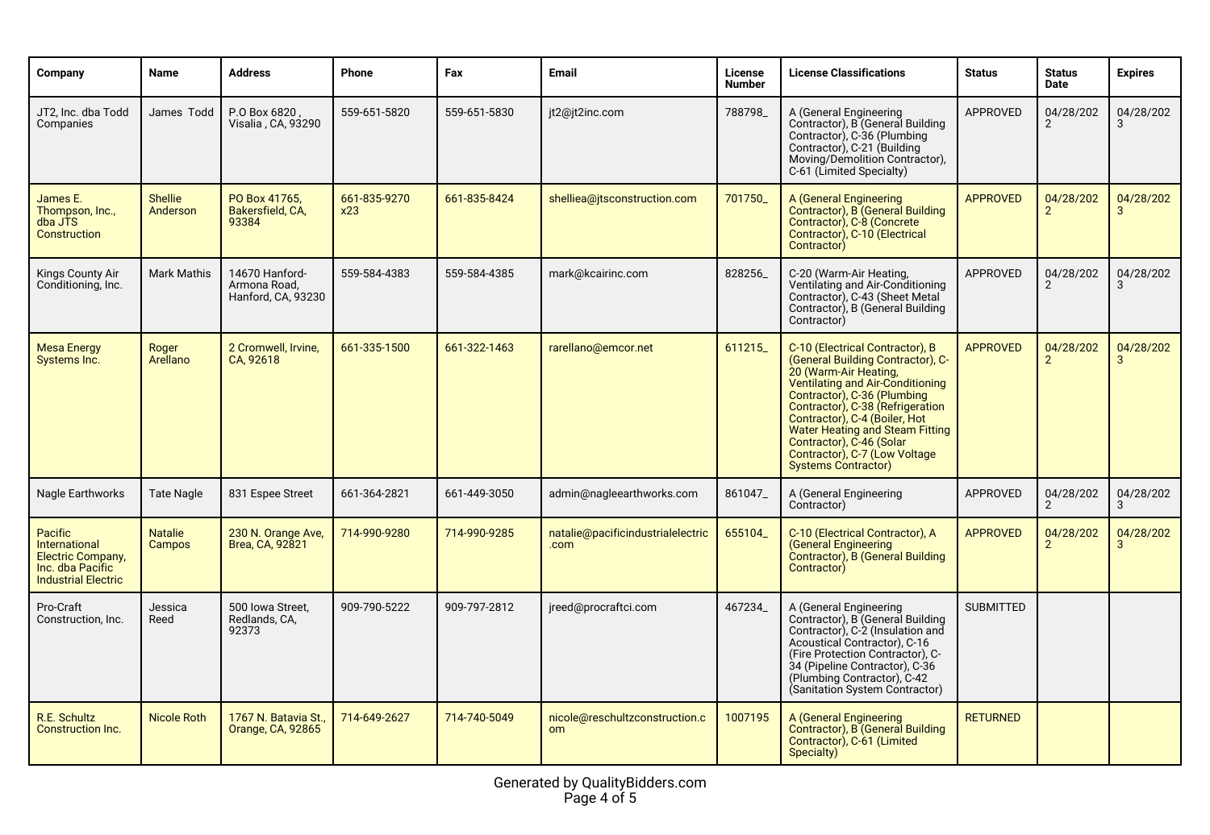| Company | Name | Address | Phone | Fax | Email | License Number | License Classifications | Status | Status Date | Expires |
|---|---|---|---|---|---|---|---|---|---|---|
| JT2, Inc. dba Todd Companies | James Todd | P.O Box 6820 , Visalia , CA, 93290 | 559-651-5820 | 559-651-5830 | jt2@jt2inc.com | 788798_ | A (General Engineering Contractor), B (General Building Contractor), C-36 (Plumbing Contractor), C-21 (Building Moving/Demolition Contractor), C-61 (Limited Specialty) | APPROVED | 04/28/2022 | 04/28/2023 |
| James E. Thompson, Inc., dba JTS Construction | Shellie Anderson | PO Box 41765, Bakersfield, CA, 93384 | 661-835-9270 x23 | 661-835-8424 | shelliea@jtsconstruction.com | 701750_ | A (General Engineering Contractor), B (General Building Contractor), C-8 (Concrete Contractor), C-10 (Electrical Contractor) | APPROVED | 04/28/2022 | 04/28/2023 |
| Kings County Air Conditioning, Inc. | Mark Mathis | 14670 Hanford-Armona Road, Hanford, CA, 93230 | 559-584-4383 | 559-584-4385 | mark@kcairinc.com | 828256_ | C-20 (Warm-Air Heating, Ventilating and Air-Conditioning Contractor), C-43 (Sheet Metal Contractor), B (General Building Contractor) | APPROVED | 04/28/2022 | 04/28/2023 |
| Mesa Energy Systems Inc. | Roger Arellano | 2 Cromwell, Irvine, CA, 92618 | 661-335-1500 | 661-322-1463 | rarellano@emcor.net | 611215_ | C-10 (Electrical Contractor), B (General Building Contractor), C-20 (Warm-Air Heating, Ventilating and Air-Conditioning Contractor), C-36 (Plumbing Contractor), C-38 (Refrigeration Contractor), C-4 (Boiler, Hot Water Heating and Steam Fitting Contractor), C-46 (Solar Contractor), C-7 (Low Voltage Systems Contractor) | APPROVED | 04/28/2022 | 04/28/2023 |
| Nagle Earthworks | Tate Nagle | 831 Espee Street | 661-364-2821 | 661-449-3050 | admin@nagleearthworks.com | 861047_ | A (General Engineering Contractor) | APPROVED | 04/28/2022 | 04/28/2023 |
| Pacific International Electric Company, Inc. dba Pacific Industrial Electric | Natalie Campos | 230 N. Orange Ave, Brea, CA, 92821 | 714-990-9280 | 714-990-9285 | natalie@pacificindustrialelectric.com | 655104_ | C-10 (Electrical Contractor), A (General Engineering Contractor), B (General Building Contractor) | APPROVED | 04/28/2022 | 04/28/2023 |
| Pro-Craft Construction, Inc. | Jessica Reed | 500 Iowa Street, Redlands, CA, 92373 | 909-790-5222 | 909-797-2812 | jreed@procraftci.com | 467234_ | A (General Engineering Contractor), B (General Building Contractor), C-2 (Insulation and Acoustical Contractor), C-16 (Fire Protection Contractor), C-34 (Pipeline Contractor), C-36 (Plumbing Contractor), C-42 (Sanitation System Contractor) | SUBMITTED | | |
| R.E. Schultz Construction Inc. | Nicole Roth | 1767 N. Batavia St., Orange, CA, 92865 | 714-649-2627 | 714-740-5049 | nicole@reschultzconstruction.com | 1007195 | A (General Engineering Contractor), B (General Building Contractor), C-61 (Limited Specialty) | RETURNED | | |

Generated by QualityBidders.com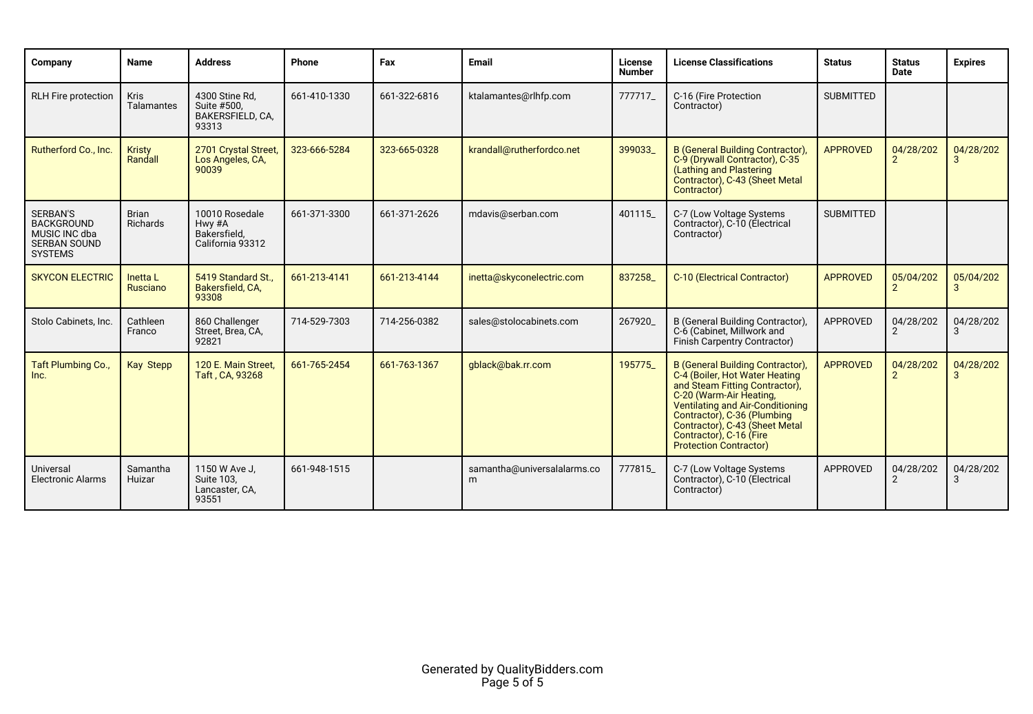| Company | Name | Address | Phone | Fax | Email | License Number | License Classifications | Status | Status Date | Expires |
|---|---|---|---|---|---|---|---|---|---|---|
| RLH Fire protection | Kris Talamantes | 4300 Stine Rd, Suite #500, BAKERSFIELD, CA, 93313 | 661-410-1330 | 661-322-6816 | ktalamantes@rlhfp.com | 777717_ | C-16 (Fire Protection Contractor) | SUBMITTED | | |
| Rutherford Co., Inc. | Kristy Randall | 2701 Crystal Street, Los Angeles, CA, 90039 | 323-666-5284 | 323-665-0328 | krandall@rutherfordco.net | 399033_ | B (General Building Contractor), C-9 (Drywall Contractor), C-35 (Lathing and Plastering Contractor), C-43 (Sheet Metal Contractor) | APPROVED | 04/28/2022 | 04/28/2023 |
| SERBAN'S BACKGROUND MUSIC INC dba SERBAN SOUND SYSTEMS | Brian Richards | 10010 Rosedale Hwy #A Bakersfield, California 93312 | 661-371-3300 | 661-371-2626 | mdavis@serban.com | 401115_ | C-7 (Low Voltage Systems Contractor), C-10 (Electrical Contractor) | SUBMITTED | | |
| SKYCON ELECTRIC | Inetta L Rusciano | 5419 Standard St., Bakersfield, CA, 93308 | 661-213-4141 | 661-213-4144 | inetta@skyconelectric.com | 837258_ | C-10 (Electrical Contractor) | APPROVED | 05/04/2022 | 05/04/2023 |
| Stolo Cabinets, Inc. | Cathleen Franco | 860 Challenger Street, Brea, CA, 92821 | 714-529-7303 | 714-256-0382 | sales@stolocabinets.com | 267920_ | B (General Building Contractor), C-6 (Cabinet, Millwork and Finish Carpentry Contractor) | APPROVED | 04/28/2022 | 04/28/2023 |
| Taft Plumbing Co., Inc. | Kay Stepp | 120 E. Main Street, Taft , CA, 93268 | 661-765-2454 | 661-763-1367 | gblack@bak.rr.com | 195775_ | B (General Building Contractor), C-4 (Boiler, Hot Water Heating and Steam Fitting Contractor), C-20 (Warm-Air Heating, Ventilating and Air-Conditioning Contractor), C-36 (Plumbing Contractor), C-43 (Sheet Metal Contractor), C-16 (Fire Protection Contractor) | APPROVED | 04/28/2022 | 04/28/2023 |
| Universal Electronic Alarms | Samantha Huizar | 1150 W Ave J, Suite 103, Lancaster, CA, 93551 | 661-948-1515 | | samantha@universalalarms.com | 777815_ | C-7 (Low Voltage Systems Contractor), C-10 (Electrical Contractor) | APPROVED | 04/28/2022 | 04/28/2023 |

Generated by QualityBidders.com